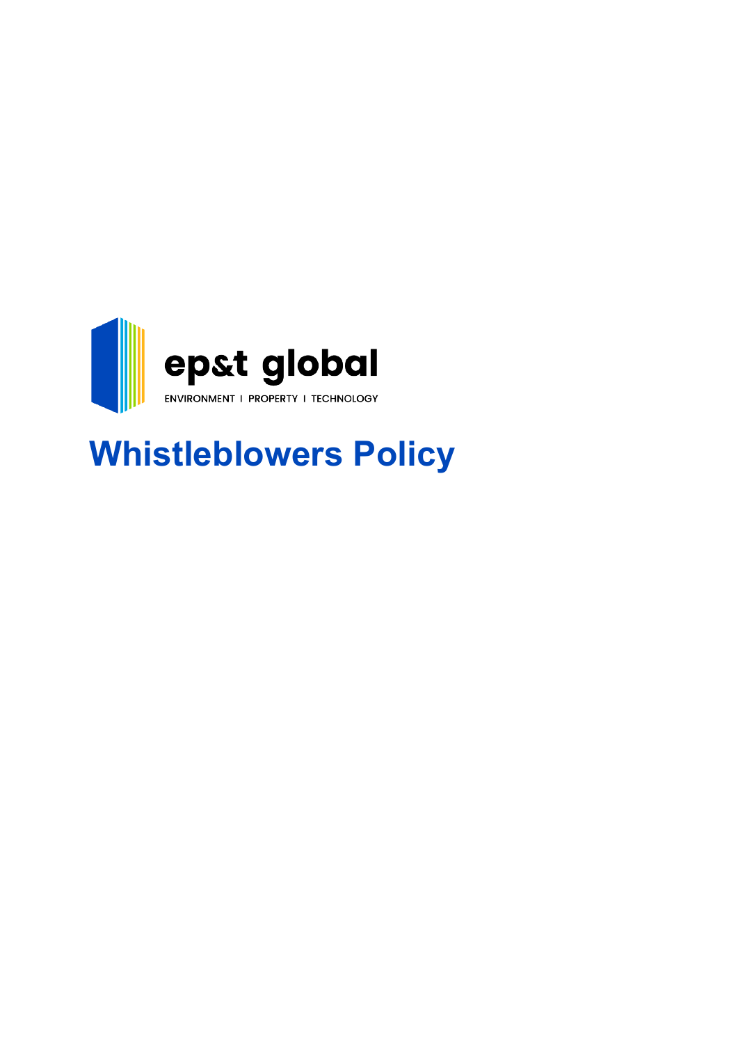ep&t global

ENVIRONMENT I PROPERTY I TECHNOLOGY

# Whistleblowers Policy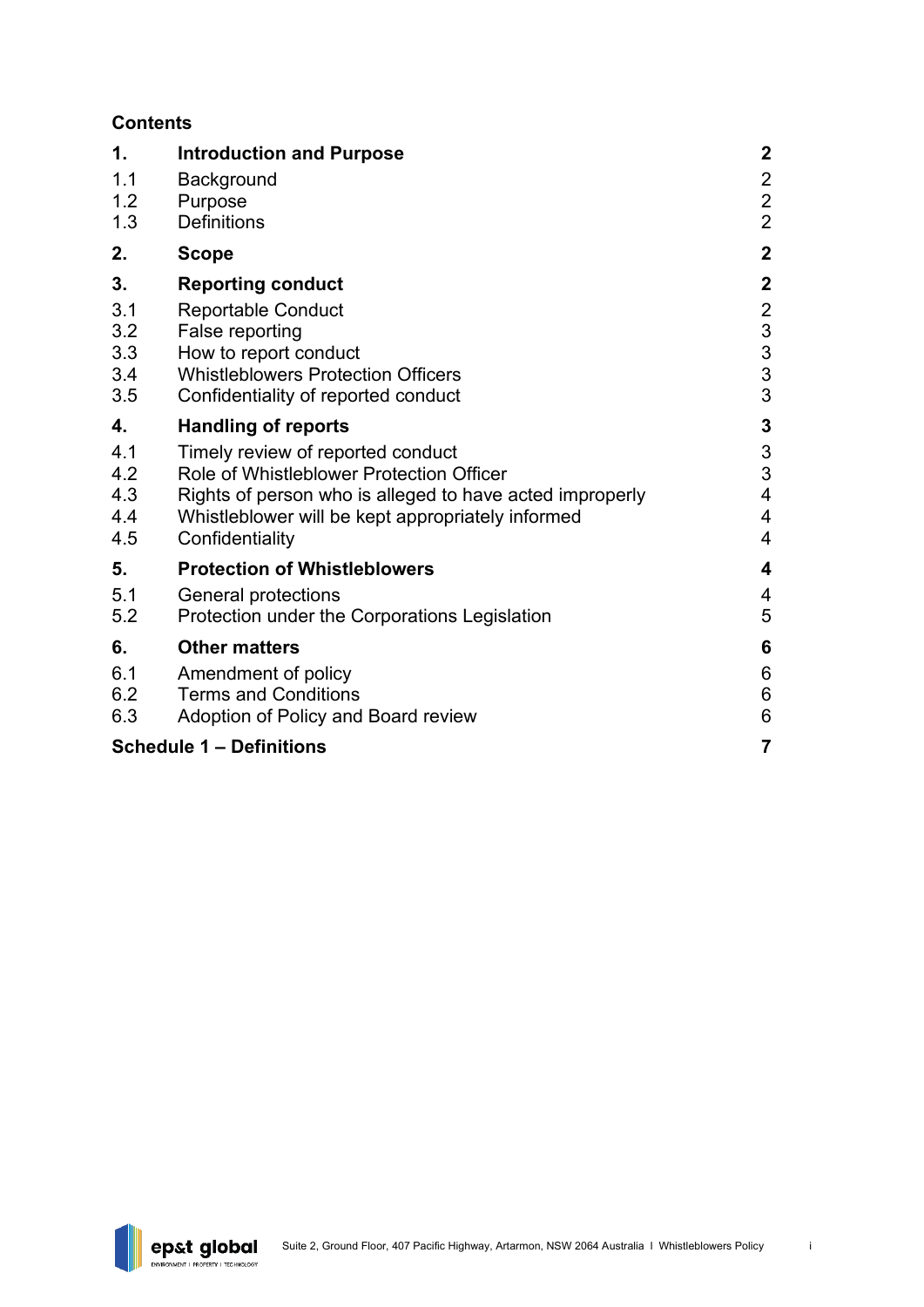**Contents**

| | | |
|---|---|---|
| **1.** | **Introduction and Purpose** | **2** |
| 1.1 | Background | 2 |
| 1.2 | Purpose | 2 |
| 1.3 | Definitions | 2 |
| **2.** | **Scope** | **2** |
| **3.** | **Reporting conduct** | **2** |
| 3.1 | Reportable Conduct | 2 |
| 3.2 | False reporting | 3 |
| 3.3 | How to report conduct | 3 |
| 3.4 | Whistleblowers Protection Officers | 3 |
| 3.5 | Confidentiality of reported conduct | 3 |
| **4.** | **Handling of reports** | **3** |
| 4.1 | Timely review of reported conduct | 3 |
| 4.2 | Role of Whistleblower Protection Officer | 3 |
| 4.3 | Rights of person who is alleged to have acted improperly | 4 |
| 4.4 | Whistleblower will be kept appropriately informed | 4 |
| 4.5 | Confidentiality | 4 |
| **5.** | **Protection of Whistleblowers** | **4** |
| 5.1 | General protections | 4 |
| 5.2 | Protection under the Corporations Legislation | 5 |
| **6.** | **Other matters** | **6** |
| 6.1 | Amendment of policy | 6 |
| 6.2 | Terms and Conditions | 6 |
| 6.3 | Adoption of Policy and Board review | 6 |
| **Schedule 1 – Definitions** | | **7** |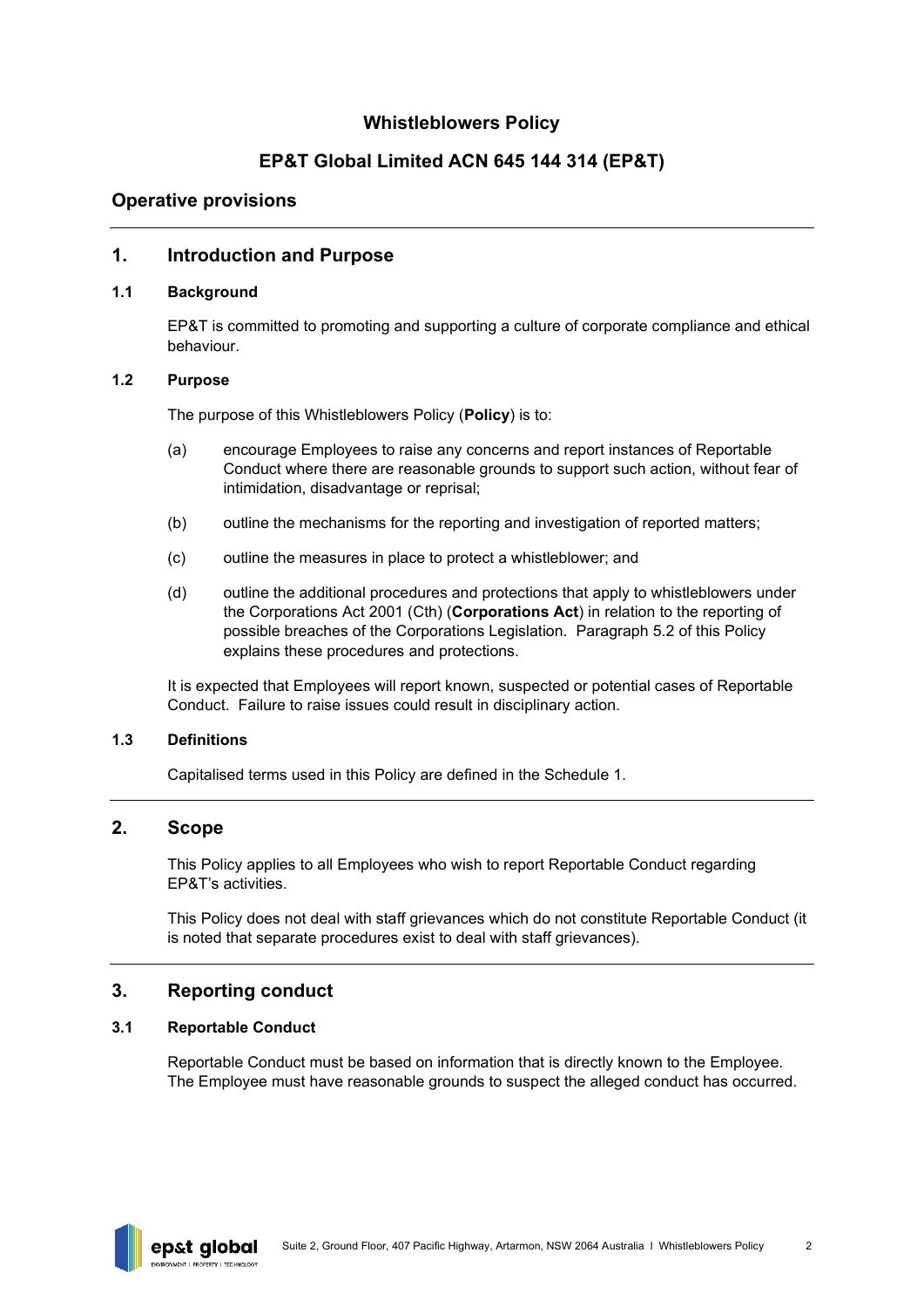**Whistleblowers Policy**

**EP&T Global Limited ACN 645 144 314 (EP&T)**

## Operative provisions

## 1. Introduction and Purpose

### 1.1 Background

EP&T is committed to promoting and supporting a culture of corporate compliance and ethical behaviour.

### 1.2 Purpose

The purpose of this Whistleblowers Policy (**Policy**) is to:

(a) encourage Employees to raise any concerns and report instances of Reportable Conduct where there are reasonable grounds to support such action, without fear of intimidation, disadvantage or reprisal;

(b) outline the mechanisms for the reporting and investigation of reported matters;

(c) outline the measures in place to protect a whistleblower; and

(d) outline the additional procedures and protections that apply to whistleblowers under the Corporations Act 2001 (Cth) (**Corporations Act**) in relation to the reporting of possible breaches of the Corporations Legislation. Paragraph 5.2 of this Policy explains these procedures and protections.

It is expected that Employees will report known, suspected or potential cases of Reportable Conduct. Failure to raise issues could result in disciplinary action.

### 1.3 Definitions

Capitalised terms used in this Policy are defined in the Schedule 1.

## 2. Scope

This Policy applies to all Employees who wish to report Reportable Conduct regarding EP&T's activities.

This Policy does not deal with staff grievances which do not constitute Reportable Conduct (it is noted that separate procedures exist to deal with staff grievances).

## 3. Reporting conduct

### 3.1 Reportable Conduct

Reportable Conduct must be based on information that is directly known to the Employee. The Employee must have reasonable grounds to suspect the alleged conduct has occurred.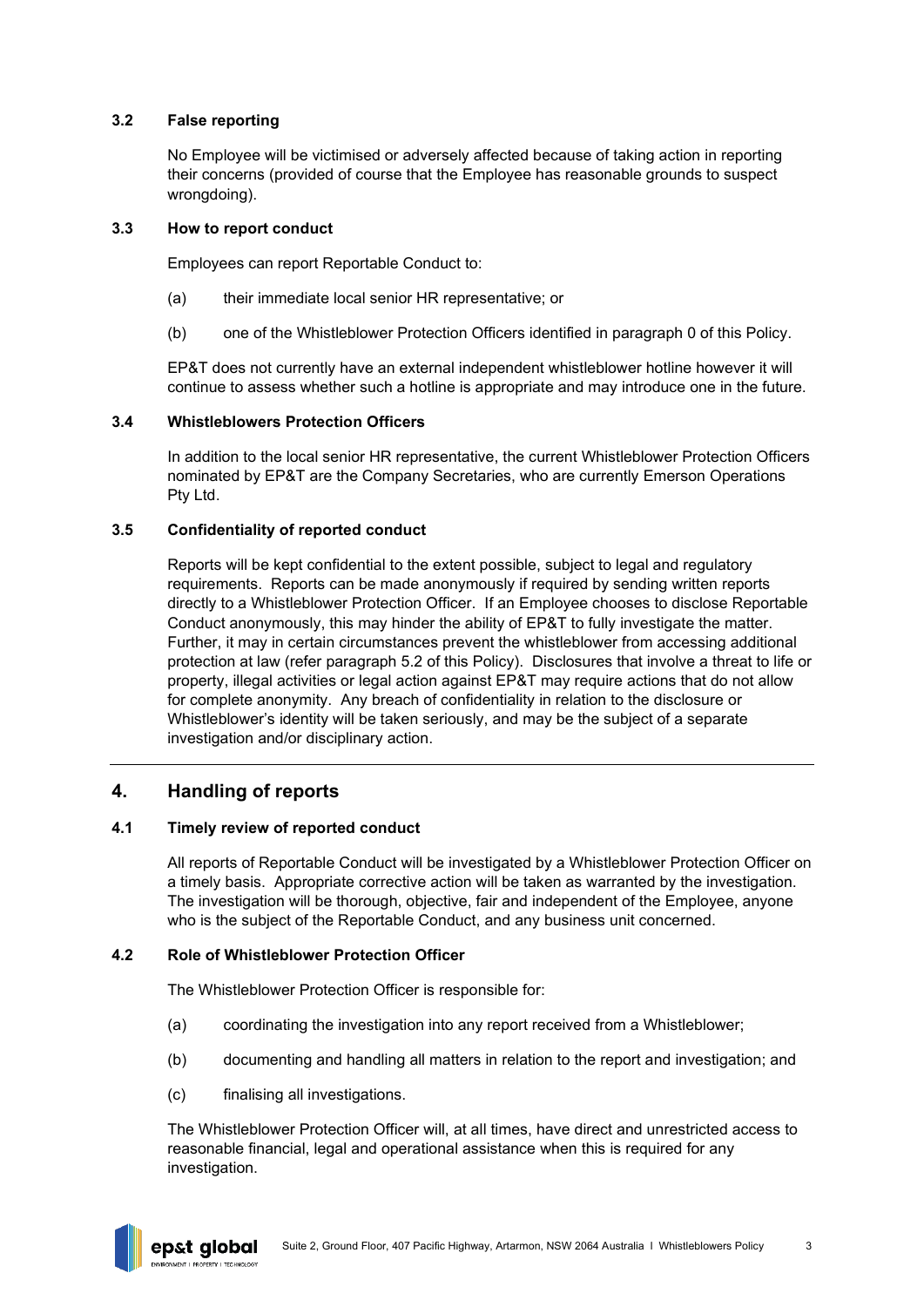### 3.2 False reporting

No Employee will be victimised or adversely affected because of taking action in reporting their concerns (provided of course that the Employee has reasonable grounds to suspect wrongdoing).

### 3.3 How to report conduct

Employees can report Reportable Conduct to:

(a) their immediate local senior HR representative; or

(b) one of the Whistleblower Protection Officers identified in paragraph 0 of this Policy.

EP&T does not currently have an external independent whistleblower hotline however it will continue to assess whether such a hotline is appropriate and may introduce one in the future.

### 3.4 Whistleblowers Protection Officers

In addition to the local senior HR representative, the current Whistleblower Protection Officers nominated by EP&T are the Company Secretaries, who are currently Emerson Operations Pty Ltd.

### 3.5 Confidentiality of reported conduct

Reports will be kept confidential to the extent possible, subject to legal and regulatory requirements. Reports can be made anonymously if required by sending written reports directly to a Whistleblower Protection Officer. If an Employee chooses to disclose Reportable Conduct anonymously, this may hinder the ability of EP&T to fully investigate the matter. Further, it may in certain circumstances prevent the whistleblower from accessing additional protection at law (refer paragraph 5.2 of this Policy). Disclosures that involve a threat to life or property, illegal activities or legal action against EP&T may require actions that do not allow for complete anonymity. Any breach of confidentiality in relation to the disclosure or Whistleblower's identity will be taken seriously, and may be the subject of a separate investigation and/or disciplinary action.

## 4. Handling of reports

### 4.1 Timely review of reported conduct

All reports of Reportable Conduct will be investigated by a Whistleblower Protection Officer on a timely basis. Appropriate corrective action will be taken as warranted by the investigation. The investigation will be thorough, objective, fair and independent of the Employee, anyone who is the subject of the Reportable Conduct, and any business unit concerned.

### 4.2 Role of Whistleblower Protection Officer

The Whistleblower Protection Officer is responsible for:

(a) coordinating the investigation into any report received from a Whistleblower;

(b) documenting and handling all matters in relation to the report and investigation; and

(c) finalising all investigations.

The Whistleblower Protection Officer will, at all times, have direct and unrestricted access to reasonable financial, legal and operational assistance when this is required for any investigation.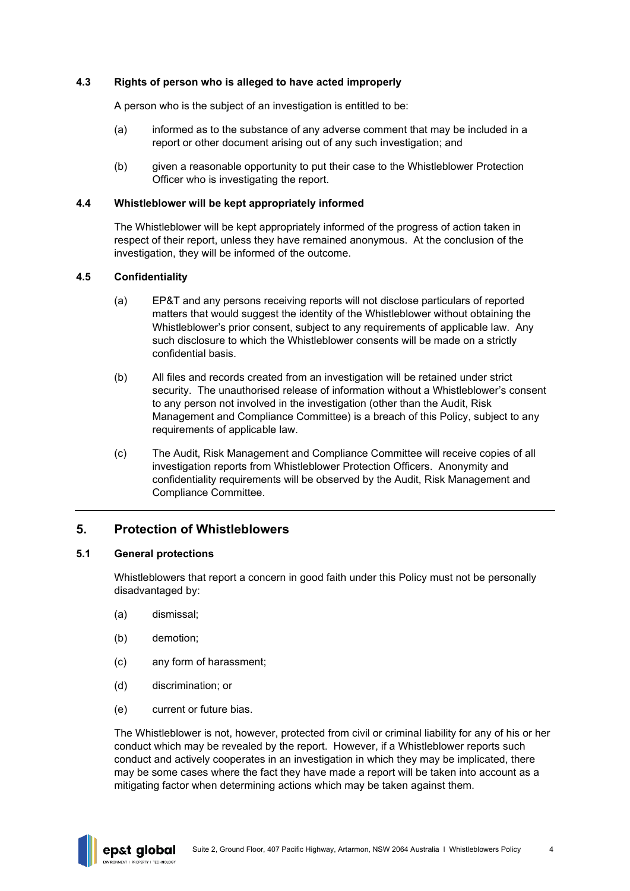### 4.3 Rights of person who is alleged to have acted improperly

A person who is the subject of an investigation is entitled to be:

(a) informed as to the substance of any adverse comment that may be included in a report or other document arising out of any such investigation; and

(b) given a reasonable opportunity to put their case to the Whistleblower Protection Officer who is investigating the report.

### 4.4 Whistleblower will be kept appropriately informed

The Whistleblower will be kept appropriately informed of the progress of action taken in respect of their report, unless they have remained anonymous. At the conclusion of the investigation, they will be informed of the outcome.

### 4.5 Confidentiality

(a) EP&T and any persons receiving reports will not disclose particulars of reported matters that would suggest the identity of the Whistleblower without obtaining the Whistleblower's prior consent, subject to any requirements of applicable law. Any such disclosure to which the Whistleblower consents will be made on a strictly confidential basis.

(b) All files and records created from an investigation will be retained under strict security. The unauthorised release of information without a Whistleblower's consent to any person not involved in the investigation (other than the Audit, Risk Management and Compliance Committee) is a breach of this Policy, subject to any requirements of applicable law.

(c) The Audit, Risk Management and Compliance Committee will receive copies of all investigation reports from Whistleblower Protection Officers. Anonymity and confidentiality requirements will be observed by the Audit, Risk Management and Compliance Committee.

---

## 5. Protection of Whistleblowers

### 5.1 General protections

Whistleblowers that report a concern in good faith under this Policy must not be personally disadvantaged by:

(a) dismissal;

(b) demotion;

(c) any form of harassment;

(d) discrimination; or

(e) current or future bias.

The Whistleblower is not, however, protected from civil or criminal liability for any of his or her conduct which may be revealed by the report. However, if a Whistleblower reports such conduct and actively cooperates in an investigation in which they may be implicated, there may be some cases where the fact they have made a report will be taken into account as a mitigating factor when determining actions which may be taken against them.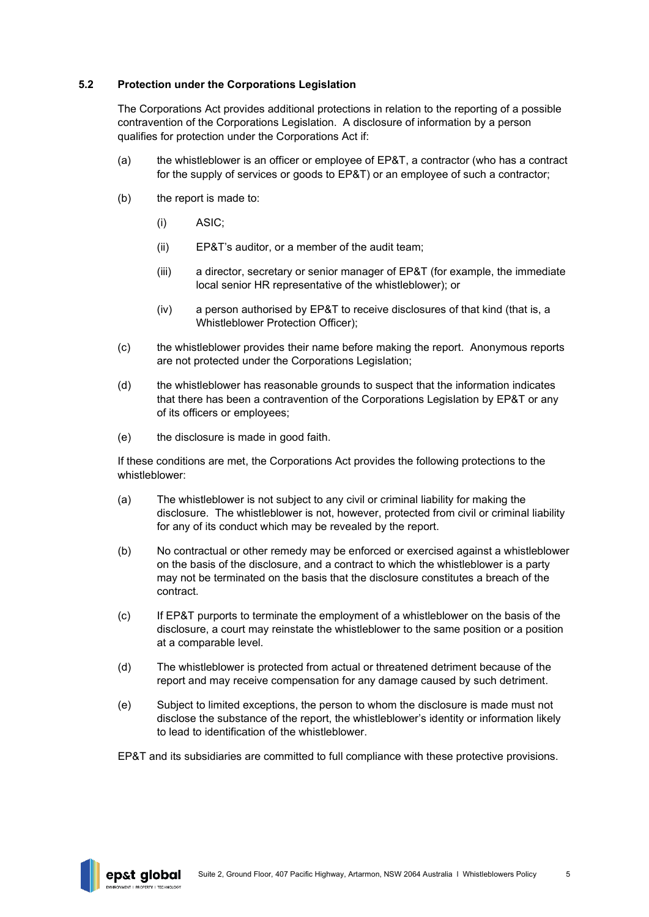### 5.2 Protection under the Corporations Legislation

The Corporations Act provides additional protections in relation to the reporting of a possible contravention of the Corporations Legislation. A disclosure of information by a person qualifies for protection under the Corporations Act if:

(a) the whistleblower is an officer or employee of EP&T, a contractor (who has a contract for the supply of services or goods to EP&T) or an employee of such a contractor;

(b) the report is made to:

  (i) ASIC;

  (ii) EP&T's auditor, or a member of the audit team;

  (iii) a director, secretary or senior manager of EP&T (for example, the immediate local senior HR representative of the whistleblower); or

  (iv) a person authorised by EP&T to receive disclosures of that kind (that is, a Whistleblower Protection Officer);

(c) the whistleblower provides their name before making the report. Anonymous reports are not protected under the Corporations Legislation;

(d) the whistleblower has reasonable grounds to suspect that the information indicates that there has been a contravention of the Corporations Legislation by EP&T or any of its officers or employees;

(e) the disclosure is made in good faith.

If these conditions are met, the Corporations Act provides the following protections to the whistleblower:

(a) The whistleblower is not subject to any civil or criminal liability for making the disclosure. The whistleblower is not, however, protected from civil or criminal liability for any of its conduct which may be revealed by the report.

(b) No contractual or other remedy may be enforced or exercised against a whistleblower on the basis of the disclosure, and a contract to which the whistleblower is a party may not be terminated on the basis that the disclosure constitutes a breach of the contract.

(c) If EP&T purports to terminate the employment of a whistleblower on the basis of the disclosure, a court may reinstate the whistleblower to the same position or a position at a comparable level.

(d) The whistleblower is protected from actual or threatened detriment because of the report and may receive compensation for any damage caused by such detriment.

(e) Subject to limited exceptions, the person to whom the disclosure is made must not disclose the substance of the report, the whistleblower's identity or information likely to lead to identification of the whistleblower.

EP&T and its subsidiaries are committed to full compliance with these protective provisions.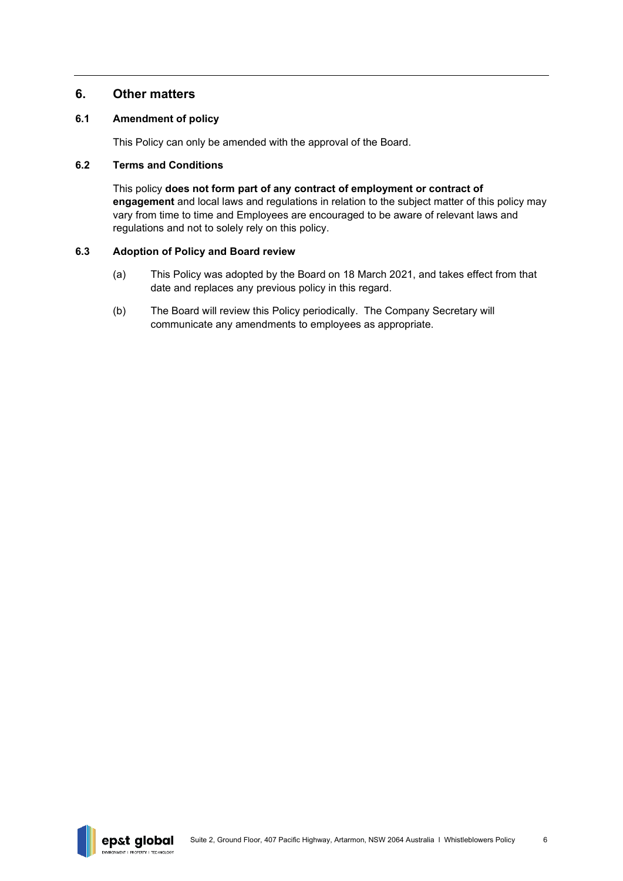## 6. Other matters

### 6.1 Amendment of policy

This Policy can only be amended with the approval of the Board.

### 6.2 Terms and Conditions

This policy **does not form part of any contract of employment or contract of engagement** and local laws and regulations in relation to the subject matter of this policy may vary from time to time and Employees are encouraged to be aware of relevant laws and regulations and not to solely rely on this policy.

### 6.3 Adoption of Policy and Board review

(a) This Policy was adopted by the Board on 18 March 2021, and takes effect from that date and replaces any previous policy in this regard.

(b) The Board will review this Policy periodically. The Company Secretary will communicate any amendments to employees as appropriate.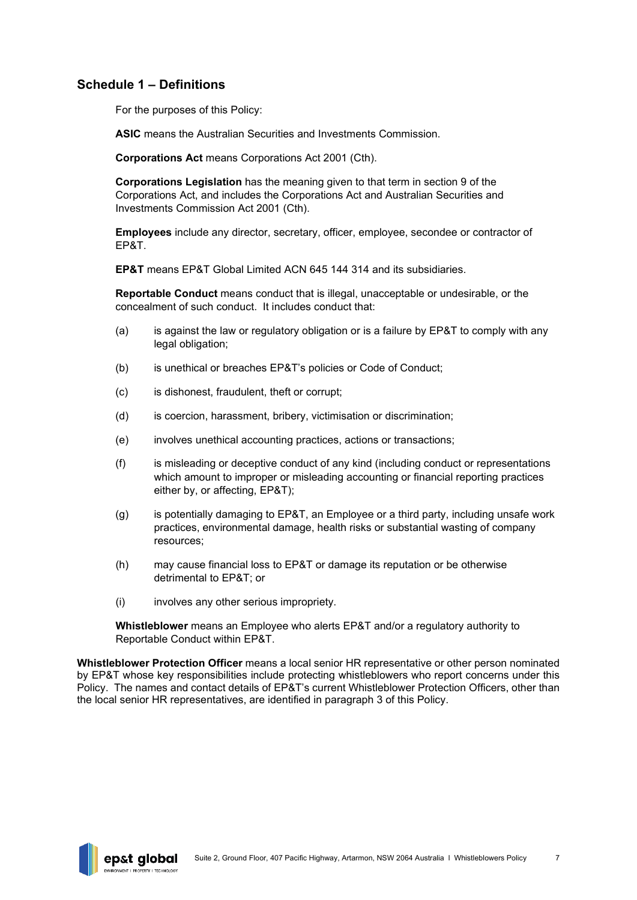## Schedule 1 – Definitions

For the purposes of this Policy:

**ASIC** means the Australian Securities and Investments Commission.

**Corporations Act** means Corporations Act 2001 (Cth).

**Corporations Legislation** has the meaning given to that term in section 9 of the Corporations Act, and includes the Corporations Act and Australian Securities and Investments Commission Act 2001 (Cth).

**Employees** include any director, secretary, officer, employee, secondee or contractor of EP&T.

**EP&T** means EP&T Global Limited ACN 645 144 314 and its subsidiaries.

**Reportable Conduct** means conduct that is illegal, unacceptable or undesirable, or the concealment of such conduct. It includes conduct that:

(a) is against the law or regulatory obligation or is a failure by EP&T to comply with any legal obligation;

(b) is unethical or breaches EP&T's policies or Code of Conduct;

(c) is dishonest, fraudulent, theft or corrupt;

(d) is coercion, harassment, bribery, victimisation or discrimination;

(e) involves unethical accounting practices, actions or transactions;

(f) is misleading or deceptive conduct of any kind (including conduct or representations which amount to improper or misleading accounting or financial reporting practices either by, or affecting, EP&T);

(g) is potentially damaging to EP&T, an Employee or a third party, including unsafe work practices, environmental damage, health risks or substantial wasting of company resources;

(h) may cause financial loss to EP&T or damage its reputation or be otherwise detrimental to EP&T; or

(i) involves any other serious impropriety.

**Whistleblower** means an Employee who alerts EP&T and/or a regulatory authority to Reportable Conduct within EP&T.

**Whistleblower Protection Officer** means a local senior HR representative or other person nominated by EP&T whose key responsibilities include protecting whistleblowers who report concerns under this Policy. The names and contact details of EP&T's current Whistleblower Protection Officers, other than the local senior HR representatives, are identified in paragraph 3 of this Policy.